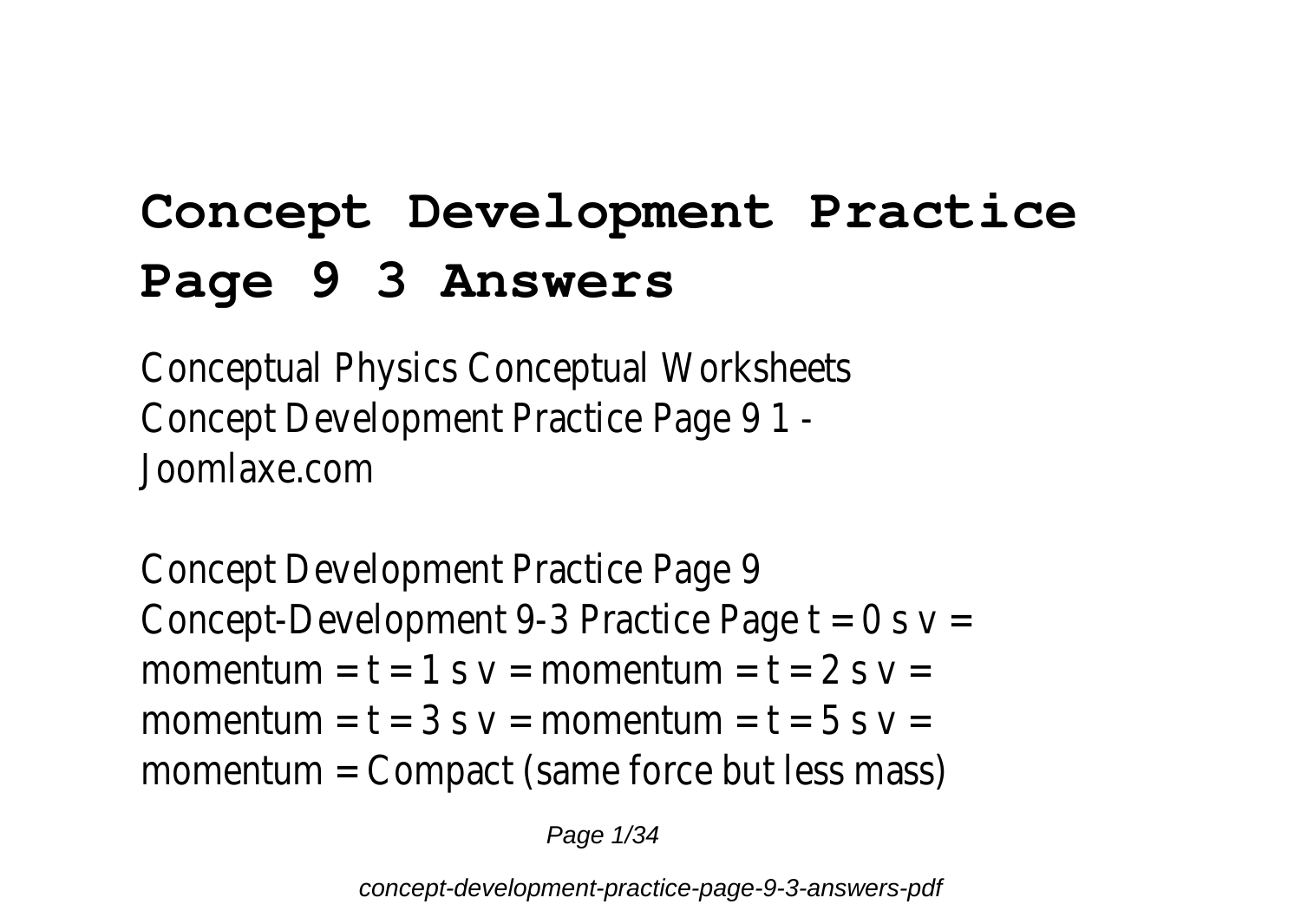# Concept Development Practice Page 9 3 Answers

Conceptual Physics Conceptual Worksheets
Concept Development Practice Page 9 1 - Joomlaxe.com

Concept Development Practice Page 9
Concept-Development 9-3 Practice Page t = 0 s v = momentum = t = 1 s v = momentum = t = 2 s v = momentum = t = 3 s v = momentum = t = 5 s v = momentum = Compact (same force but less mass)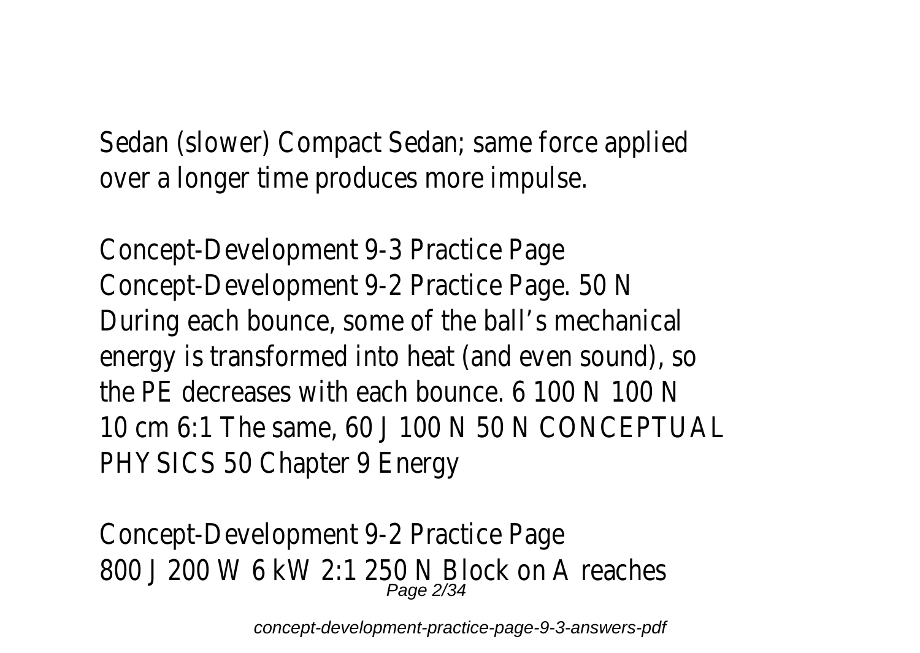Sedan (slower) Compact Sedan; same force applied over a longer time produces more impulse.

Concept-Development 9-3 Practice Page
Concept-Development 9-2 Practice Page. 50 N During each bounce, some of the ball's mechanical energy is transformed into heat (and even sound), so the PE decreases with each bounce. 6 100 N 100 N 10 cm 6:1 The same, 60 J 100 N 50 N CONCEPTUAL PHYSICS 50 Chapter 9 Energy

Concept-Development 9-2 Practice Page
800 J 200 W 6 kW 2:1 250 N Block on A reaches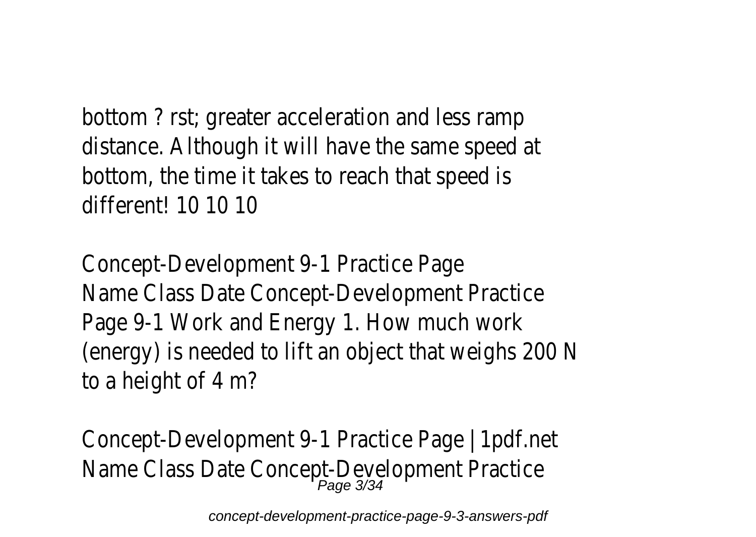bottom ? rst; greater acceleration and less ramp distance. Although it will have the same speed at bottom, the time it takes to reach that speed is different! 10 10 10

Concept-Development 9-1 Practice Page
Name Class Date Concept-Development Practice Page 9-1 Work and Energy 1. How much work (energy) is needed to lift an object that weighs 200 N to a height of 4 m?

Concept-Development 9-1 Practice Page | 1pdf.net
Name Class Date Concept-Development Practice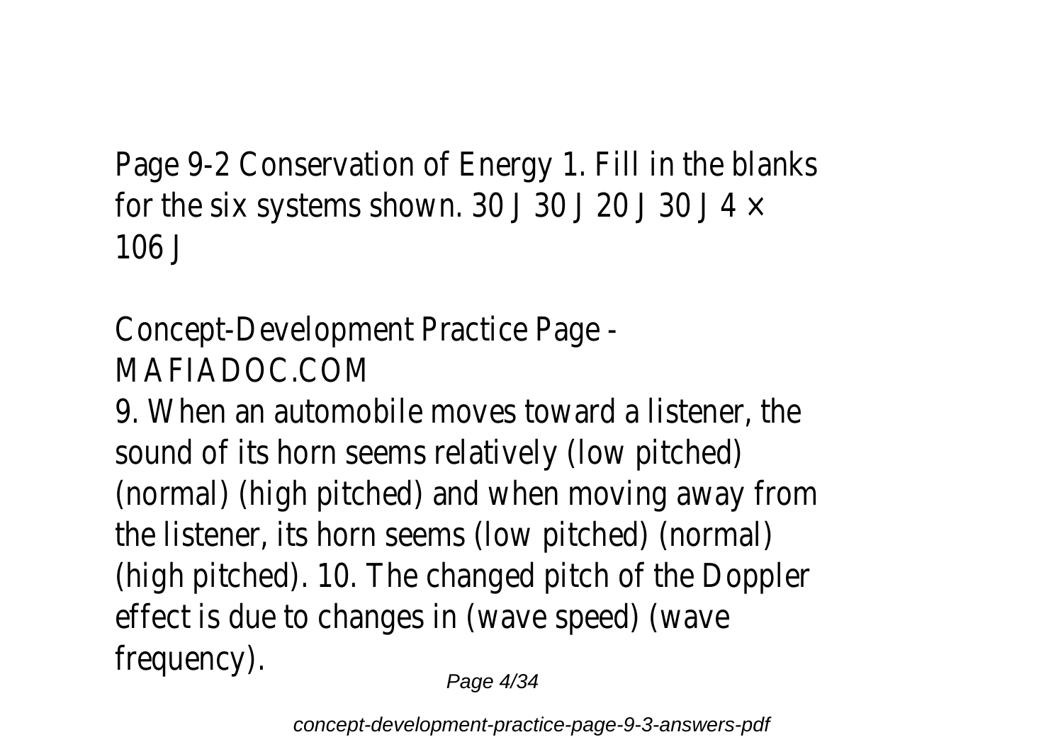Page 9-2 Conservation of Energy 1. Fill in the blanks for the six systems shown. 30 J 30 J 20 J 30 J 4 × 106 J

## Concept-Development Practice Page - MAFIADOC.COM

9. When an automobile moves toward a listener, the sound of its horn seems relatively (low pitched) (normal) (high pitched) and when moving away from the listener, its horn seems (low pitched) (normal) (high pitched). 10. The changed pitch of the Doppler effect is due to changes in (wave speed) (wave frequency).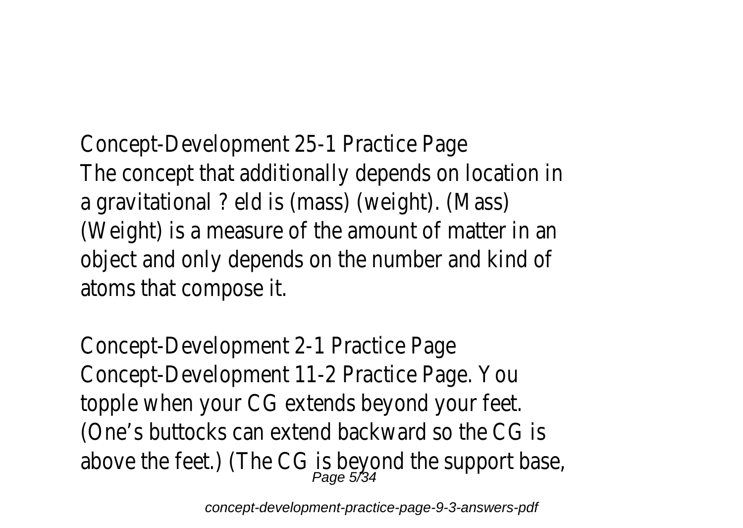Concept-Development 25-1 Practice Page

The concept that additionally depends on location in a gravitational ? eld is (mass) (weight). (Mass) (Weight) is a measure of the amount of matter in an object and only depends on the number and kind of atoms that compose it.

Concept-Development 2-1 Practice Page

Concept-Development 11-2 Practice Page. You topple when your CG extends beyond your feet. (One's buttocks can extend backward so the CG is above the feet.) (The CG is beyond the support base,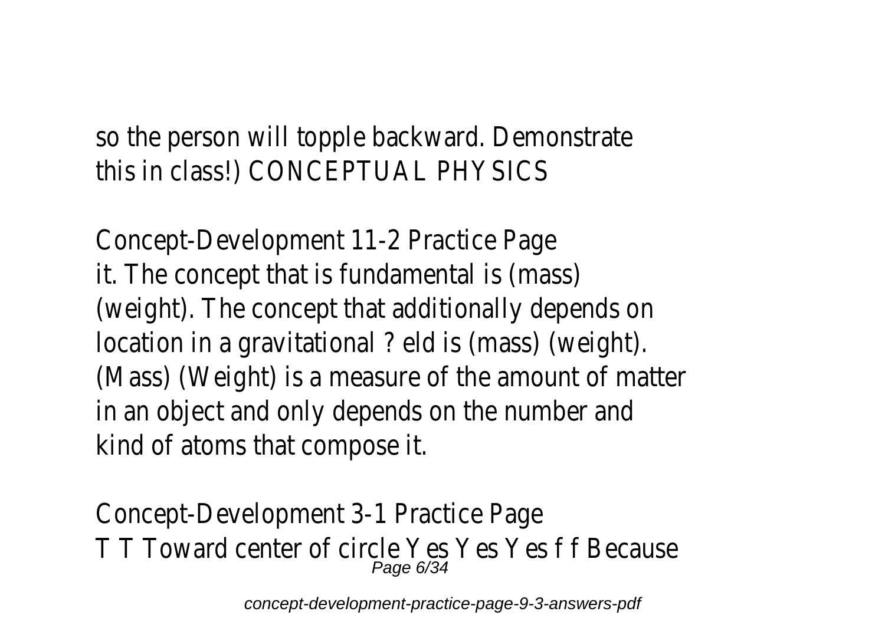so the person will topple backward. Demonstrate this in class!) CONCEPTUAL PHYSICS

Concept-Development 11-2 Practice Page
it. The concept that is fundamental is (mass) (weight). The concept that additionally depends on location in a gravitational ? eld is (mass) (weight). (Mass) (Weight) is a measure of the amount of matter in an object and only depends on the number and kind of atoms that compose it.

Concept-Development 3-1 Practice Page
T T Toward center of circle Yes Yes Yes f f Because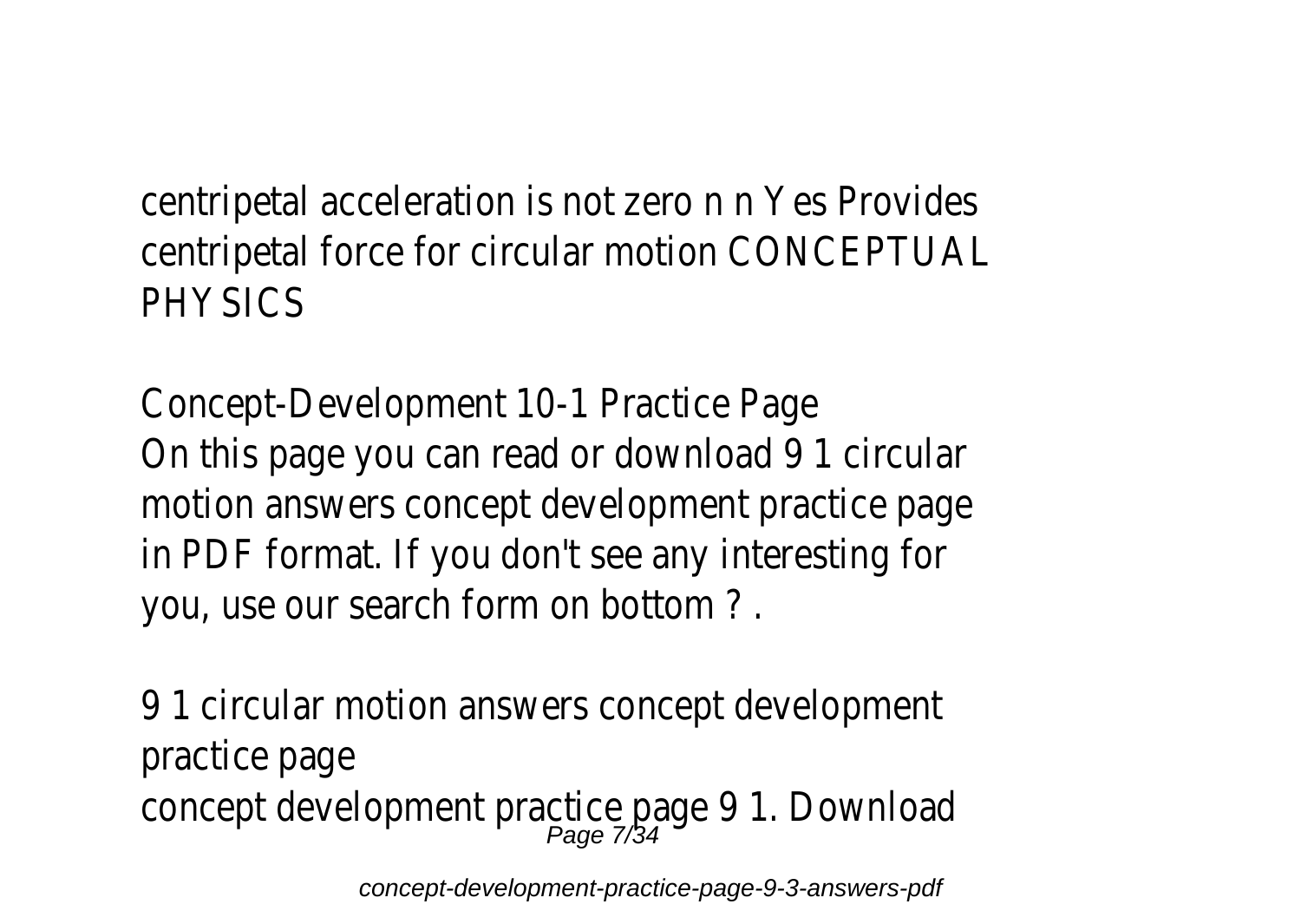centripetal acceleration is not zero n n Yes Provides centripetal force for circular motion CONCEPTUAL PHYSICS

Concept-Development 10-1 Practice Page

On this page you can read or download 9 1 circular motion answers concept development practice page in PDF format. If you don't see any interesting for you, use our search form on bottom ? .

9 1 circular motion answers concept development practice page

concept development practice page 9 1. Download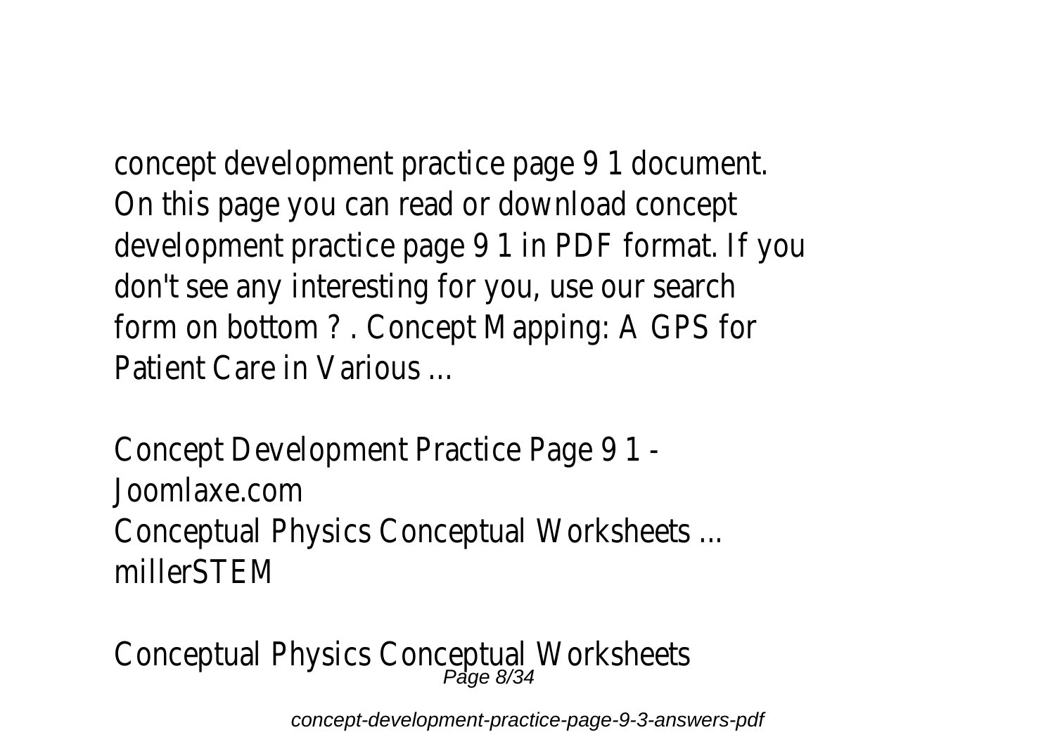concept development practice page 9 1 document. On this page you can read or download concept development practice page 9 1 in PDF format. If you don't see any interesting for you, use our search form on bottom ? . Concept Mapping: A GPS for Patient Care in Various ...

Concept Development Practice Page 9 1 - Joomlaxe.com

Conceptual Physics Conceptual Worksheets ... millerSTEM

Conceptual Physics Conceptual Worksheets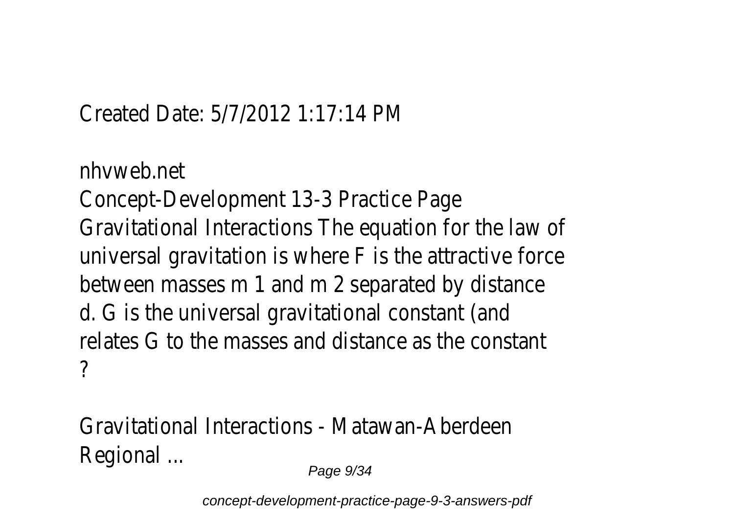Created Date: 5/7/2012 1:17:14 PM

nhvweb.net

Concept-Development 13-3 Practice Page Gravitational Interactions The equation for the law of universal gravitation is where F is the attractive force between masses m 1 and m 2 separated by distance d. G is the universal gravitational constant (and relates G to the masses and distance as the constant ?

Gravitational Interactions - Matawan-Aberdeen Regional ...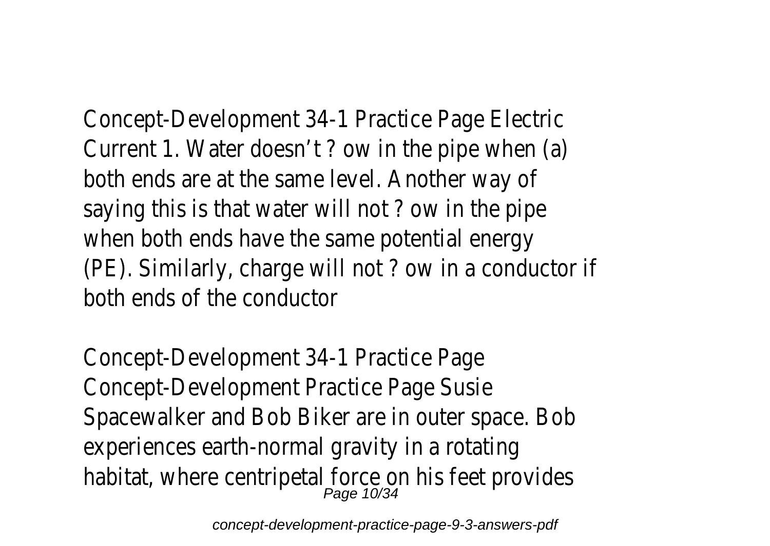Concept-Development 34-1 Practice Page Electric Current 1. Water doesn't ? ow in the pipe when (a) both ends are at the same level. Another way of saying this is that water will not ? ow in the pipe when both ends have the same potential energy (PE). Similarly, charge will not ? ow in a conductor if both ends of the conductor

Concept-Development 34-1 Practice Page Concept-Development Practice Page Susie Spacewalker and Bob Biker are in outer space. Bob experiences earth-normal gravity in a rotating habitat, where centripetal force on his feet provides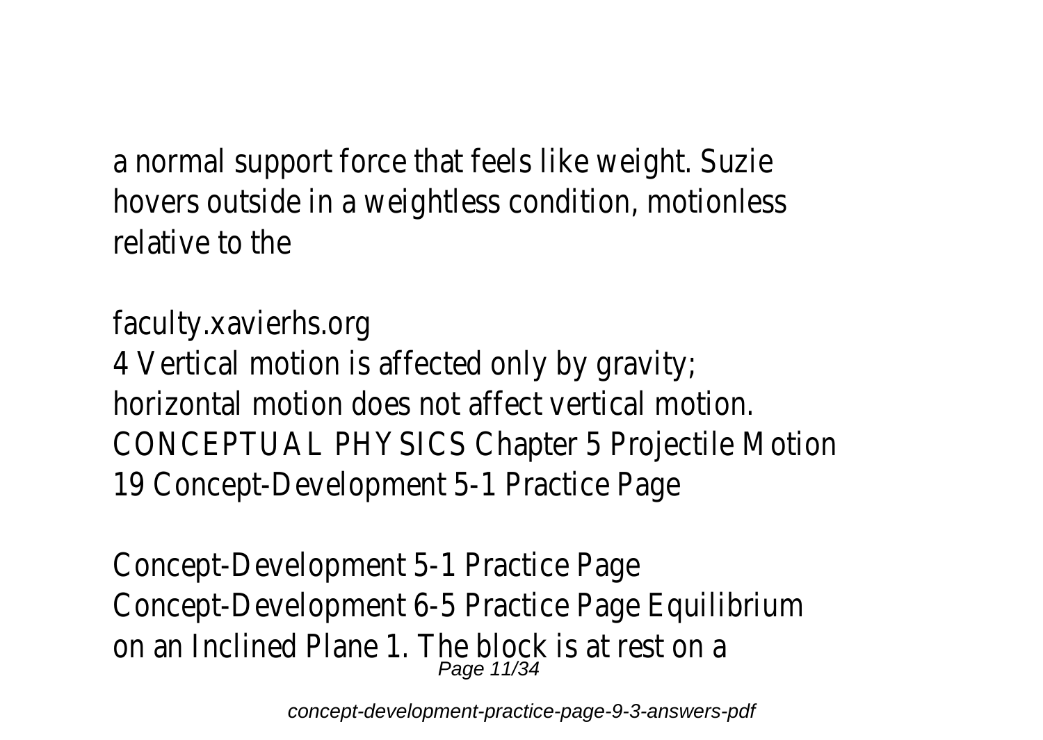a normal support force that feels like weight. Suzie hovers outside in a weightless condition, motionless relative to the

faculty.xavierhs.org
4 Vertical motion is affected only by gravity; horizontal motion does not affect vertical motion. CONCEPTUAL PHYSICS Chapter 5 Projectile Motion 19 Concept-Development 5-1 Practice Page

Concept-Development 5-1 Practice Page
Concept-Development 6-5 Practice Page Equilibrium on an Inclined Plane 1. The block is at rest on a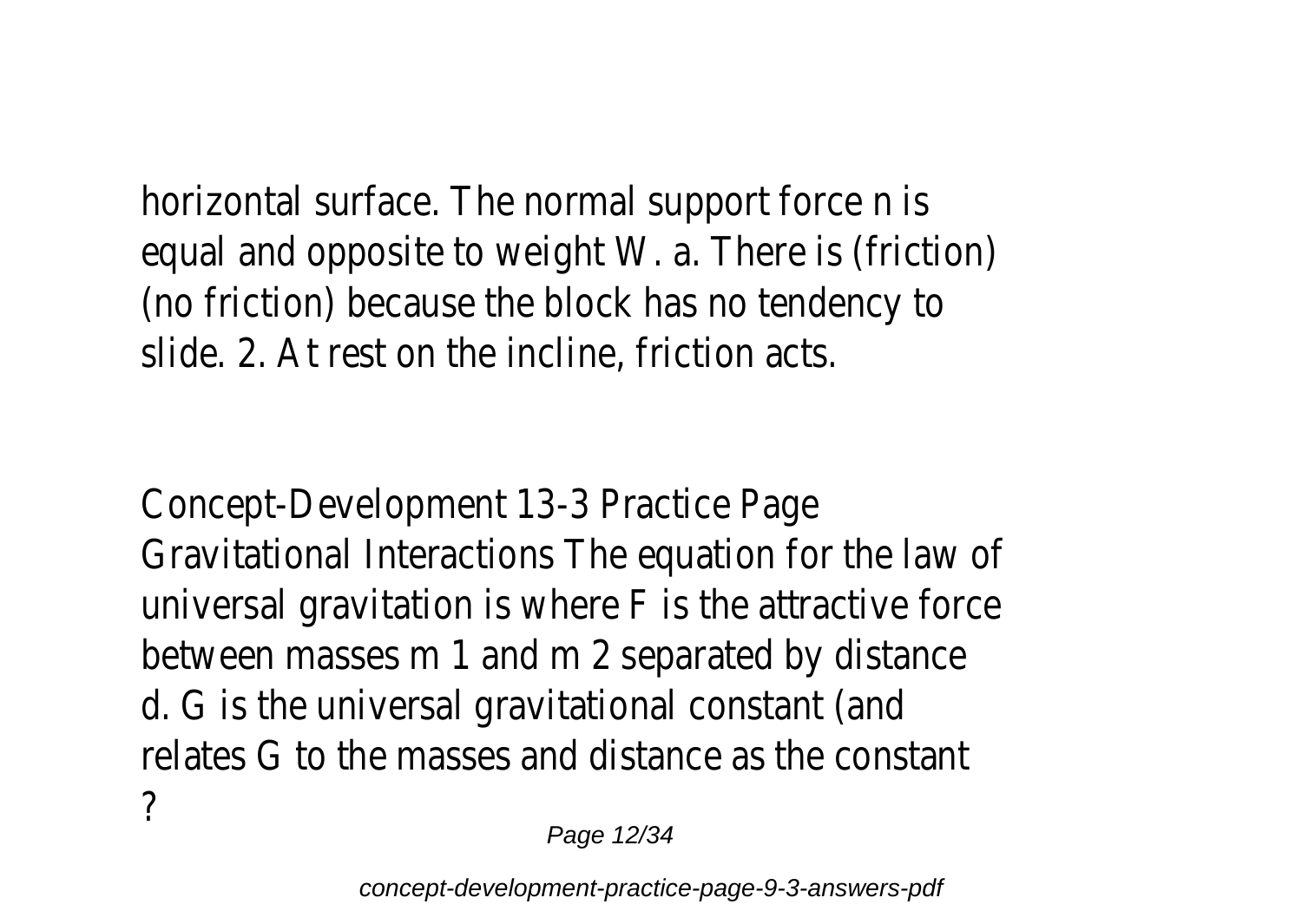horizontal surface. The normal support force n is equal and opposite to weight W. a. There is (friction) (no friction) because the block has no tendency to slide. 2. At rest on the incline, friction acts.

Concept-Development 13-3 Practice Page Gravitational Interactions The equation for the law of universal gravitation is where F is the attractive force between masses m 1 and m 2 separated by distance d. G is the universal gravitational constant (and relates G to the masses and distance as the constant ?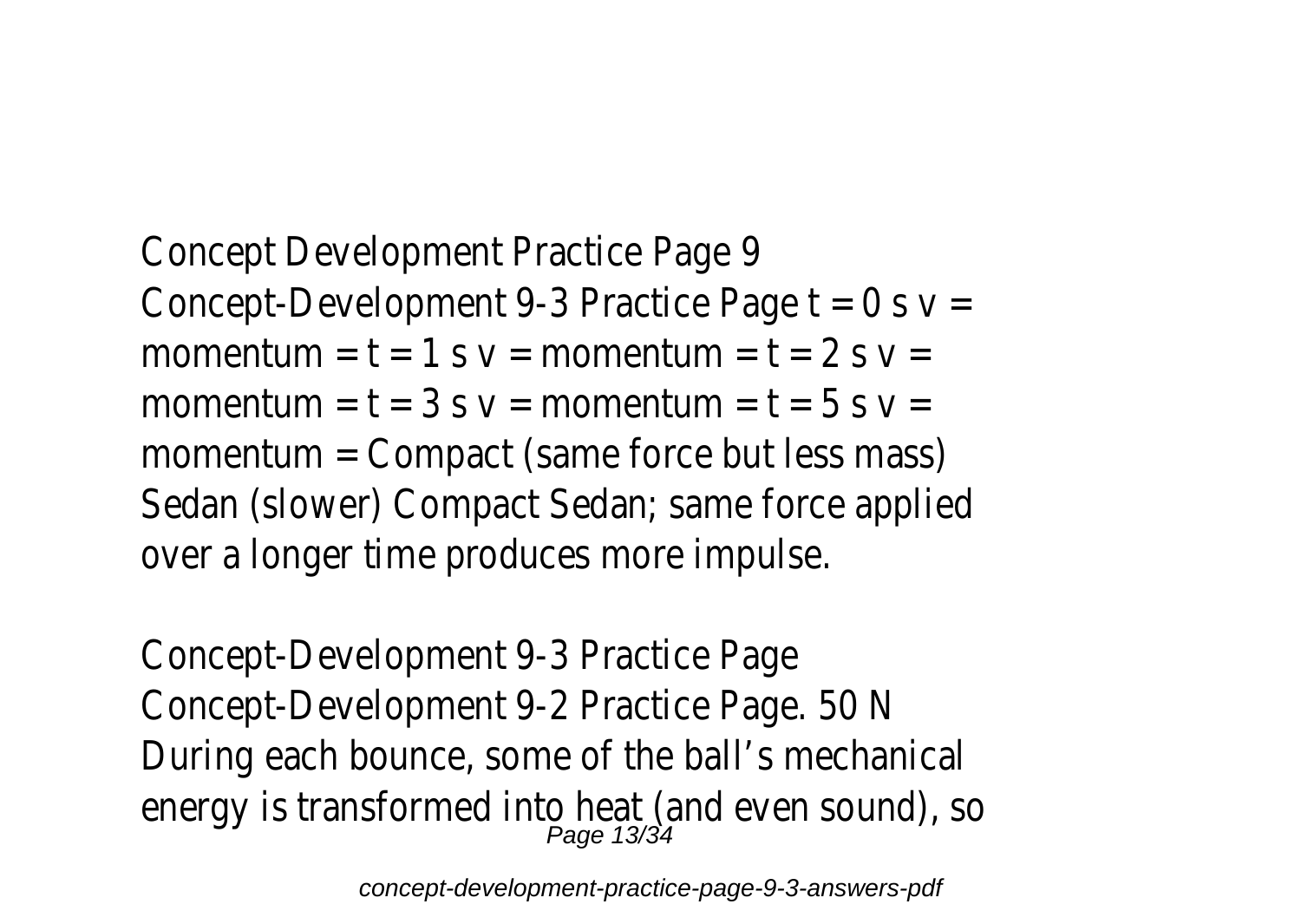Concept Development Practice Page 9
Concept-Development 9-3 Practice Page t = 0 s v = momentum = t = 1 s v = momentum = t = 2 s v = momentum = t = 3 s v = momentum = t = 5 s v = momentum = Compact (same force but less mass) Sedan (slower) Compact Sedan; same force applied over a longer time produces more impulse.

Concept-Development 9-3 Practice Page
Concept-Development 9-2 Practice Page. 50 N During each bounce, some of the ball's mechanical energy is transformed into heat (and even sound), so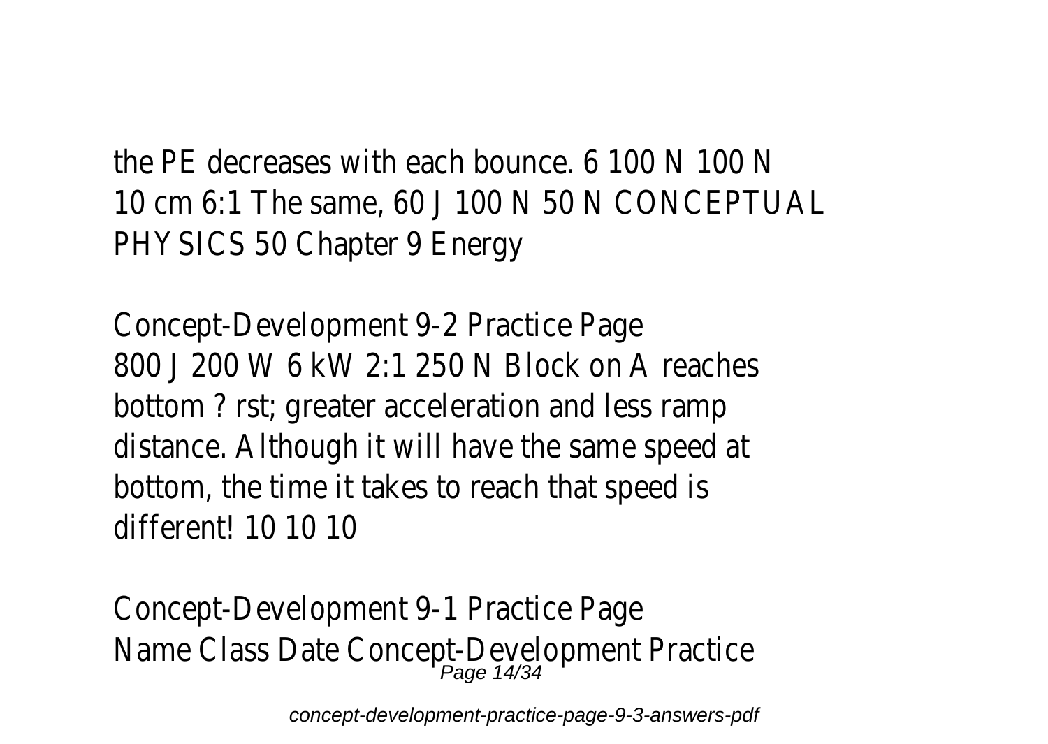the PE decreases with each bounce. 6 100 N 100 N 10 cm 6:1 The same, 60 J 100 N 50 N CONCEPTUAL PHYSICS 50 Chapter 9 Energy

Concept-Development 9-2 Practice Page
800 J 200 W 6 kW 2:1 250 N Block on A reaches bottom ? rst; greater acceleration and less ramp distance. Although it will have the same speed at bottom, the time it takes to reach that speed is different! 10 10 10

Concept-Development 9-1 Practice Page
Name Class Date Concept-Development Practice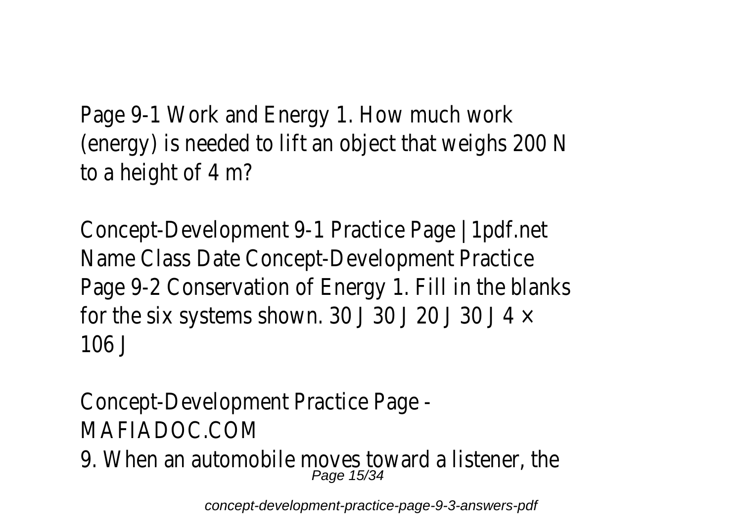Page 9-1 Work and Energy 1. How much work (energy) is needed to lift an object that weighs 200 N to a height of 4 m?

Concept-Development 9-1 Practice Page | 1pdf.net
Name Class Date Concept-Development Practice Page 9-2 Conservation of Energy 1. Fill in the blanks for the six systems shown. 30 J 30 J 20 J 30 J 4 × 106 J

Concept-Development Practice Page - MAFIADOC.COM

9. When an automobile moves toward a listener, the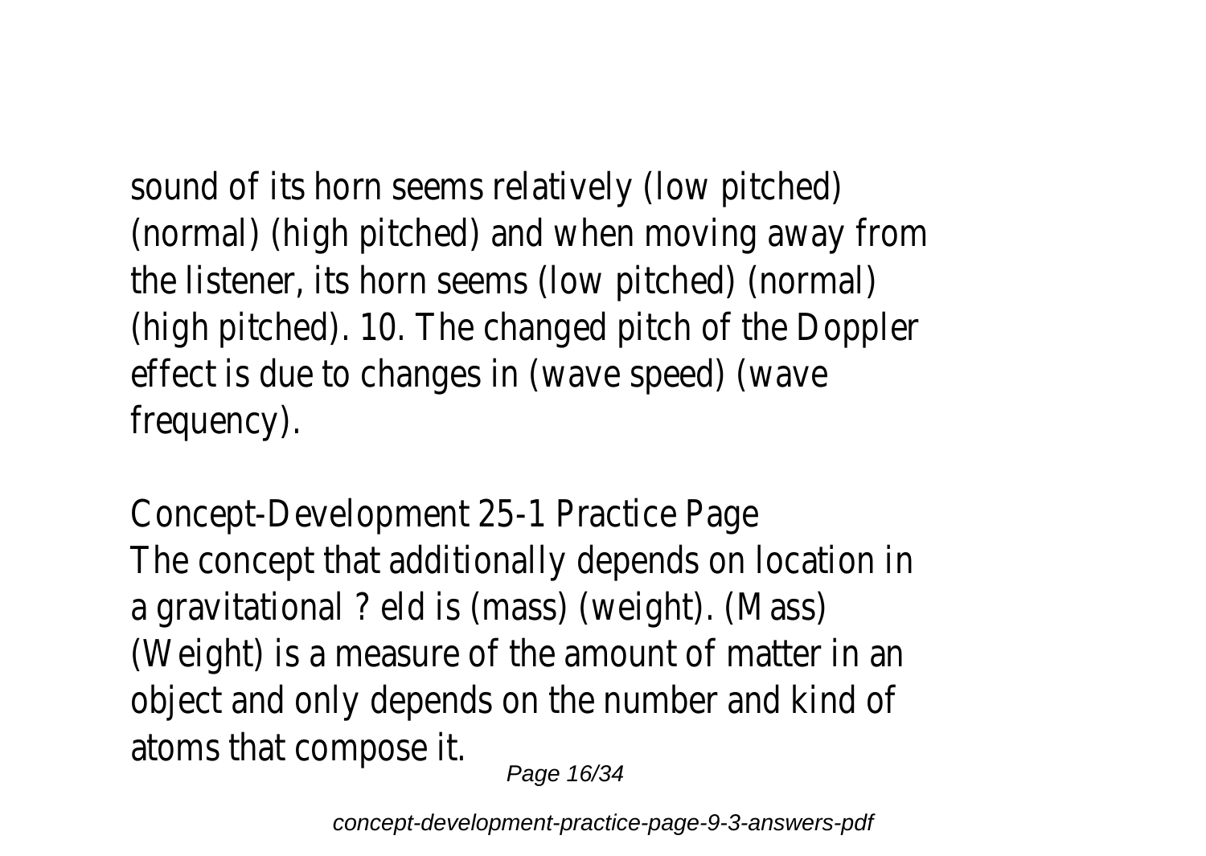sound of its horn seems relatively (low pitched) (normal) (high pitched) and when moving away from the listener, its horn seems (low pitched) (normal) (high pitched). 10. The changed pitch of the Doppler effect is due to changes in (wave speed) (wave frequency).

Concept-Development 25-1 Practice Page

The concept that additionally depends on location in a gravitational ? eld is (mass) (weight). (Mass) (Weight) is a measure of the amount of matter in an object and only depends on the number and kind of atoms that compose it.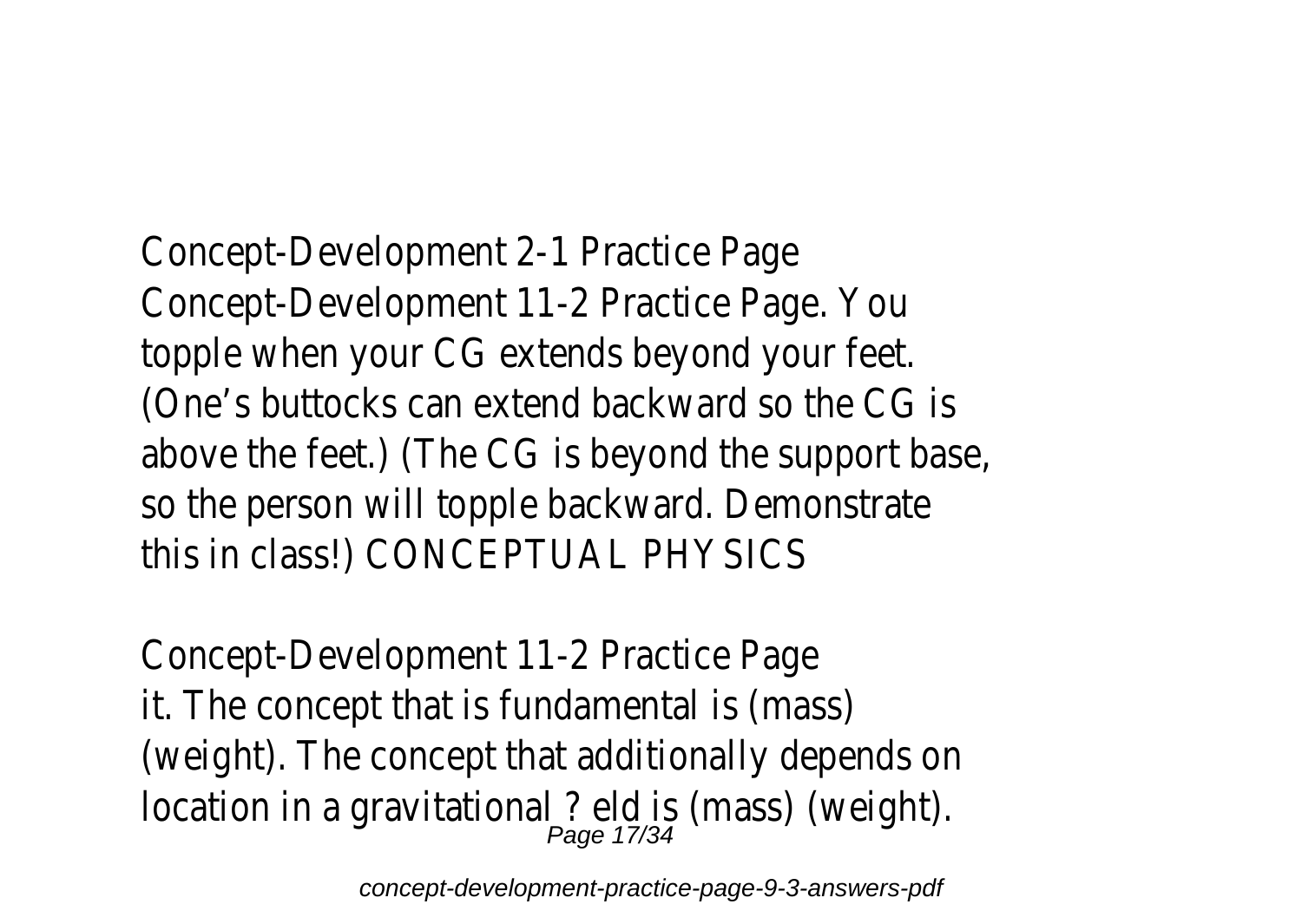Concept-Development 2-1 Practice Page
Concept-Development 11-2 Practice Page. You topple when your CG extends beyond your feet. (One's buttocks can extend backward so the CG is above the feet.) (The CG is beyond the support base, so the person will topple backward. Demonstrate this in class!) CONCEPTUAL PHYSICS

Concept-Development 11-2 Practice Page
it. The concept that is fundamental is (mass) (weight). The concept that additionally depends on location in a gravitational ? eld is (mass) (weight).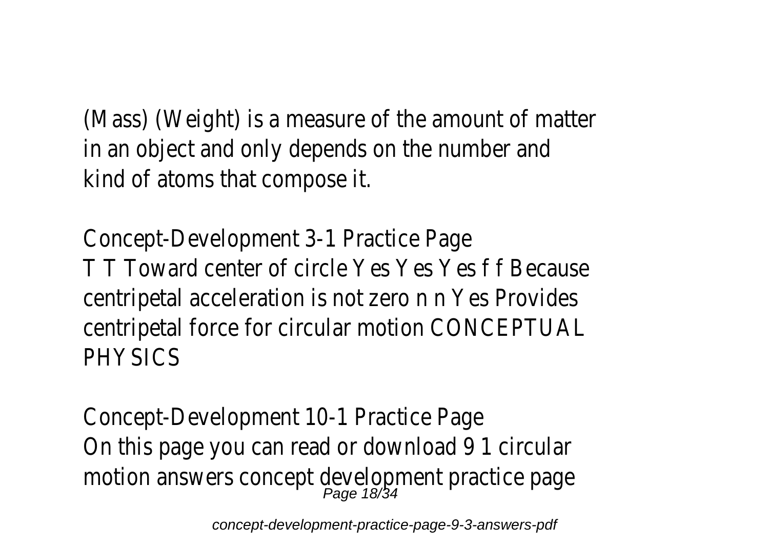(Mass) (Weight) is a measure of the amount of matter in an object and only depends on the number and kind of atoms that compose it.

Concept-Development 3-1 Practice Page
T T Toward center of circle Yes Yes Yes f f Because centripetal acceleration is not zero n n Yes Provides centripetal force for circular motion CONCEPTUAL PHYSICS

Concept-Development 10-1 Practice Page
On this page you can read or download 9 1 circular motion answers concept development practice page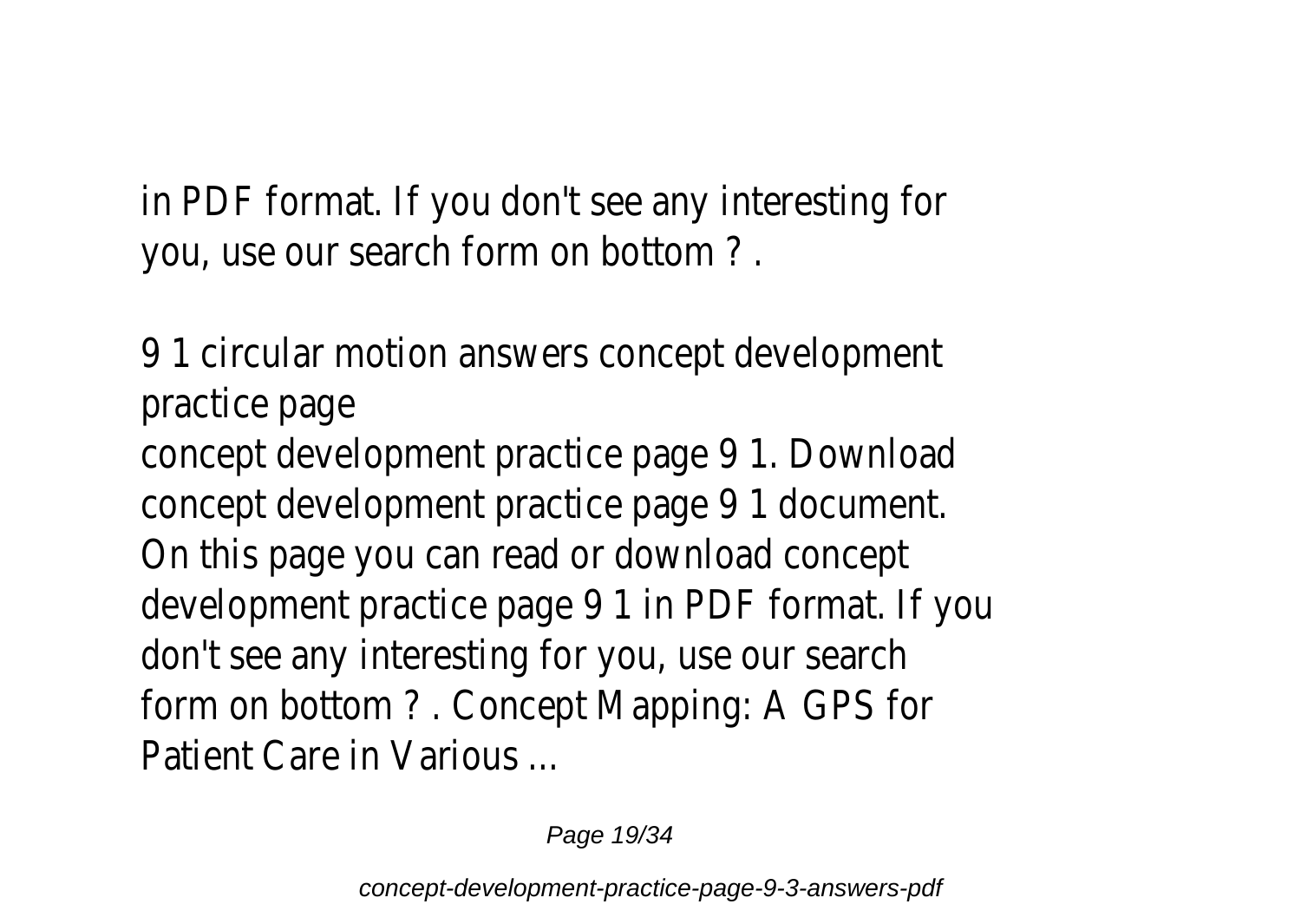in PDF format. If you don't see any interesting for you, use our search form on bottom ? .

9 1 circular motion answers concept development practice page

concept development practice page 9 1. Download concept development practice page 9 1 document. On this page you can read or download concept development practice page 9 1 in PDF format. If you don't see any interesting for you, use our search form on bottom ? . Concept Mapping: A GPS for Patient Care in Various ...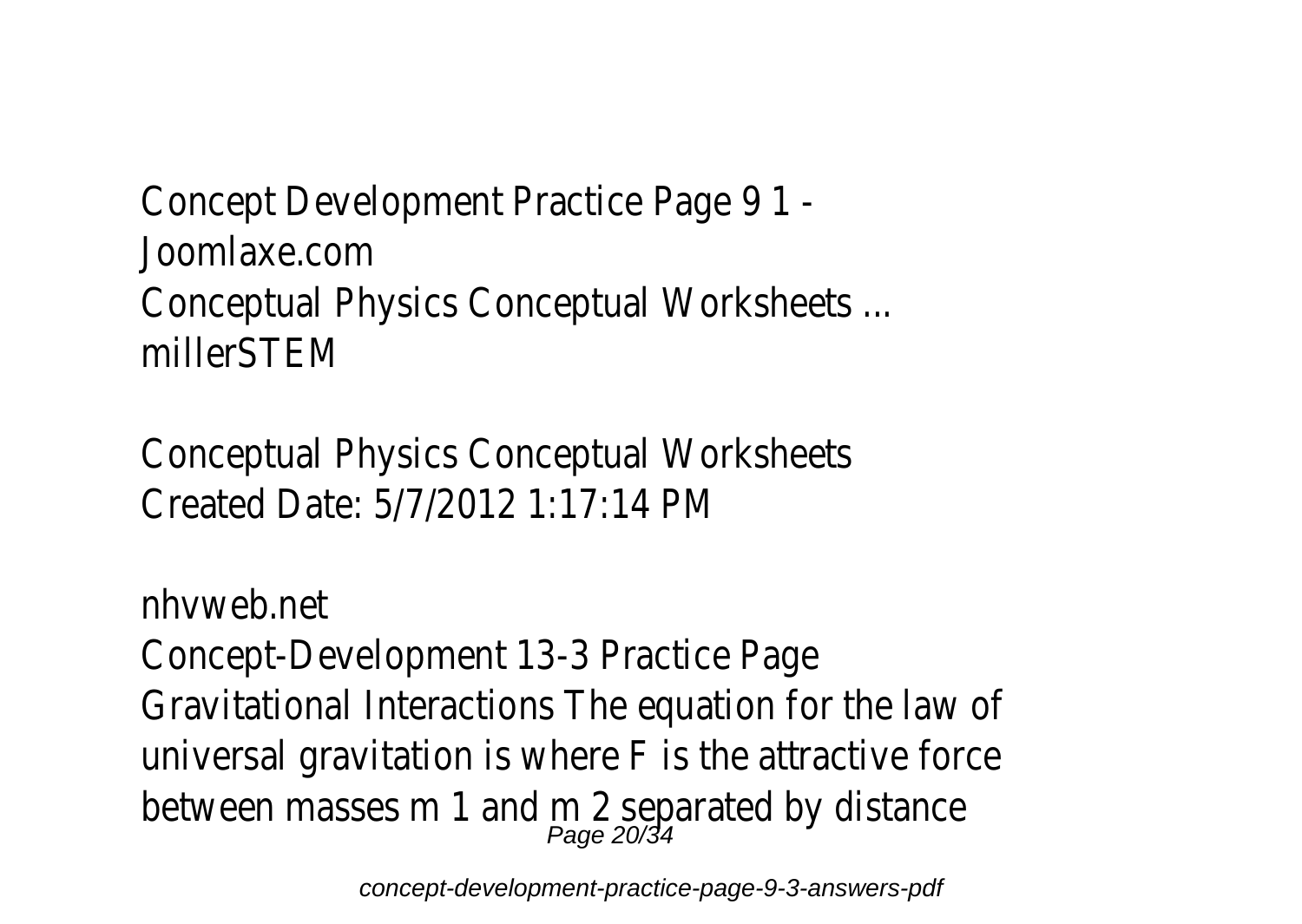Concept Development Practice Page 9 1 - Joomlaxe.com

Conceptual Physics Conceptual Worksheets ... millerSTEM

Conceptual Physics Conceptual Worksheets Created Date: 5/7/2012 1:17:14 PM

nhvweb.net

Concept-Development 13-3 Practice Page Gravitational Interactions The equation for the law of universal gravitation is where F is the attractive force between masses $m_1$ and $m_2$ separated by distance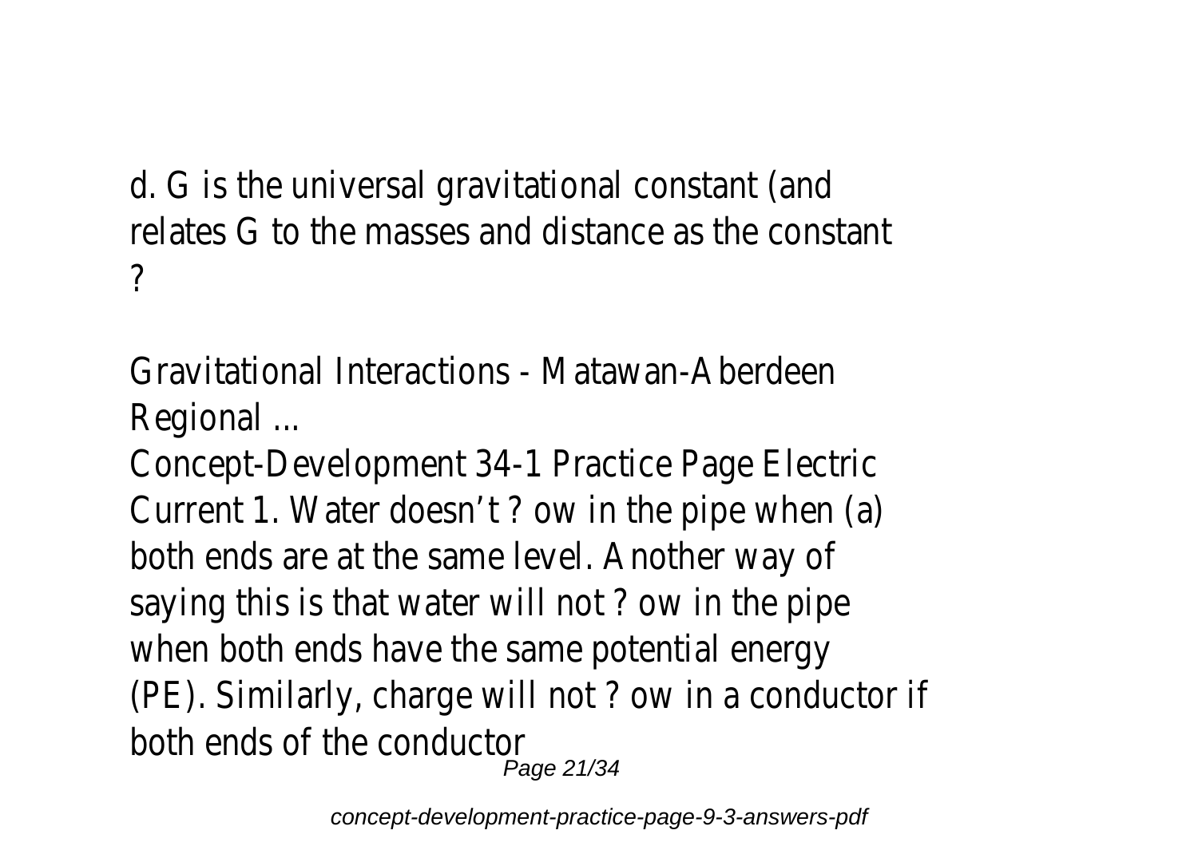d. G is the universal gravitational constant (and relates G to the masses and distance as the constant ?

Gravitational Interactions - Matawan-Aberdeen Regional ...

Concept-Development 34-1 Practice Page Electric Current 1. Water doesn't ? ow in the pipe when (a) both ends are at the same level. Another way of saying this is that water will not ? ow in the pipe when both ends have the same potential energy (PE). Similarly, charge will not ? ow in a conductor if both ends of the conductor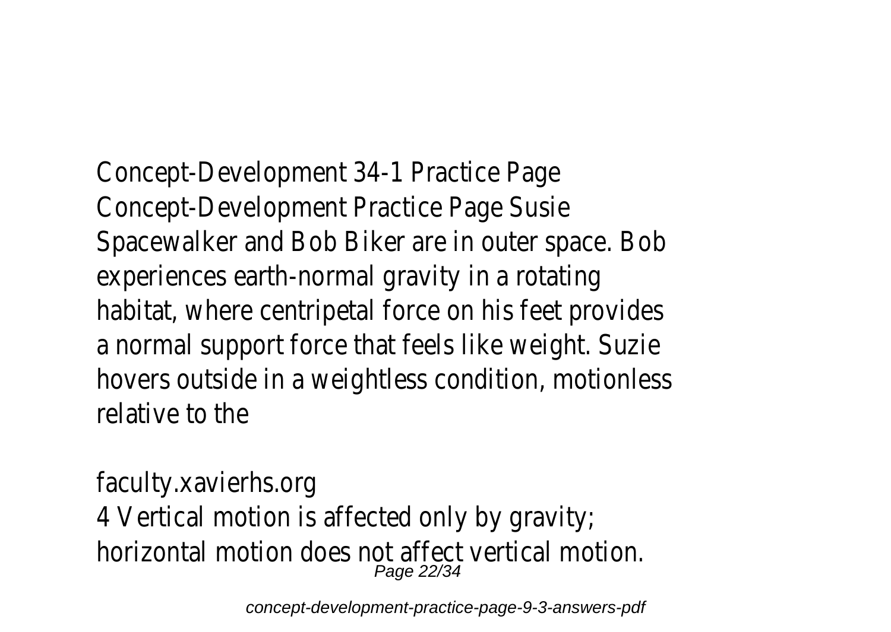Concept-Development 34-1 Practice Page
Concept-Development Practice Page Susie Spacewalker and Bob Biker are in outer space. Bob experiences earth-normal gravity in a rotating habitat, where centripetal force on his feet provides a normal support force that feels like weight. Suzie hovers outside in a weightless condition, motionless relative to the

faculty.xavierhs.org
4 Vertical motion is affected only by gravity; horizontal motion does not affect vertical motion.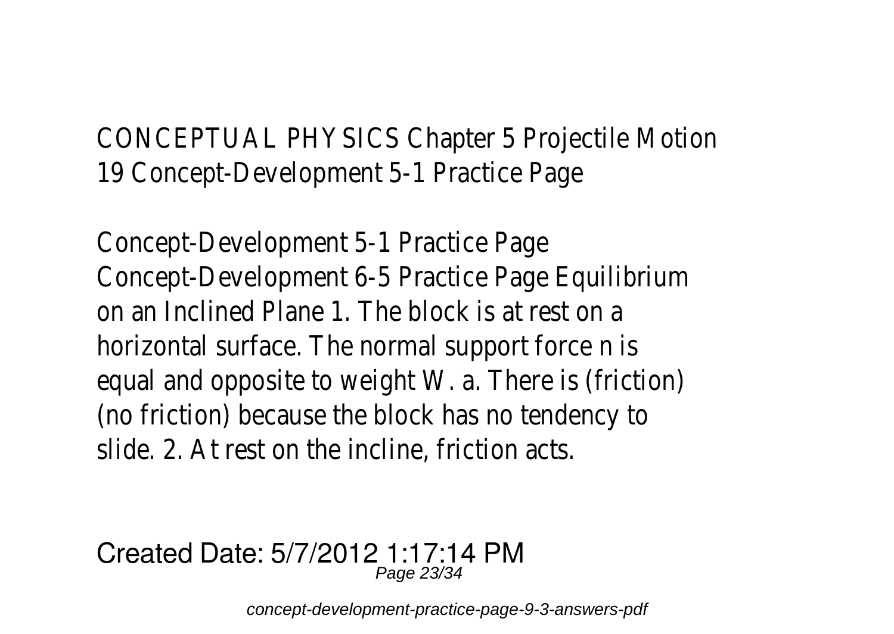CONCEPTUAL PHYSICS Chapter 5 Projectile Motion 19 Concept-Development 5-1 Practice Page

Concept-Development 5-1 Practice Page
Concept-Development 6-5 Practice Page Equilibrium on an Inclined Plane 1. The block is at rest on a horizontal surface. The normal support force n is equal and opposite to weight W. a. There is (friction) (no friction) because the block has no tendency to slide. 2. At rest on the incline, friction acts.

Created Date: 5/7/2012 1:17:14 PM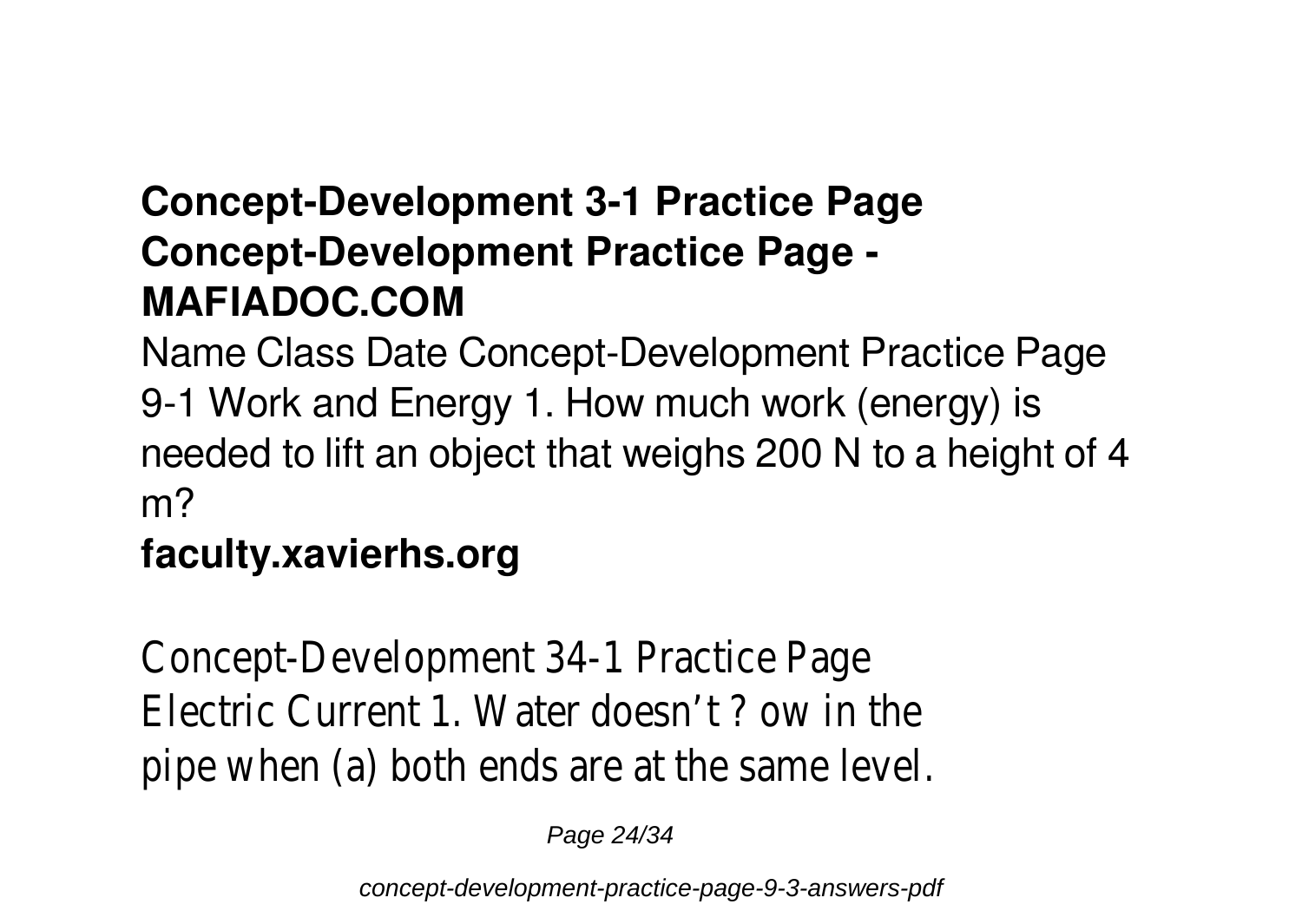**Concept-Development 3-1 Practice Page**
**Concept-Development Practice Page - MAFIADOC.COM**

Name Class Date Concept-Development Practice Page 9-1 Work and Energy 1. How much work (energy) is needed to lift an object that weighs 200 N to a height of 4 m?

**faculty.xavierhs.org**

Concept-Development 34-1 Practice Page Electric Current 1. Water doesn't ? ow in the pipe when (a) both ends are at the same level.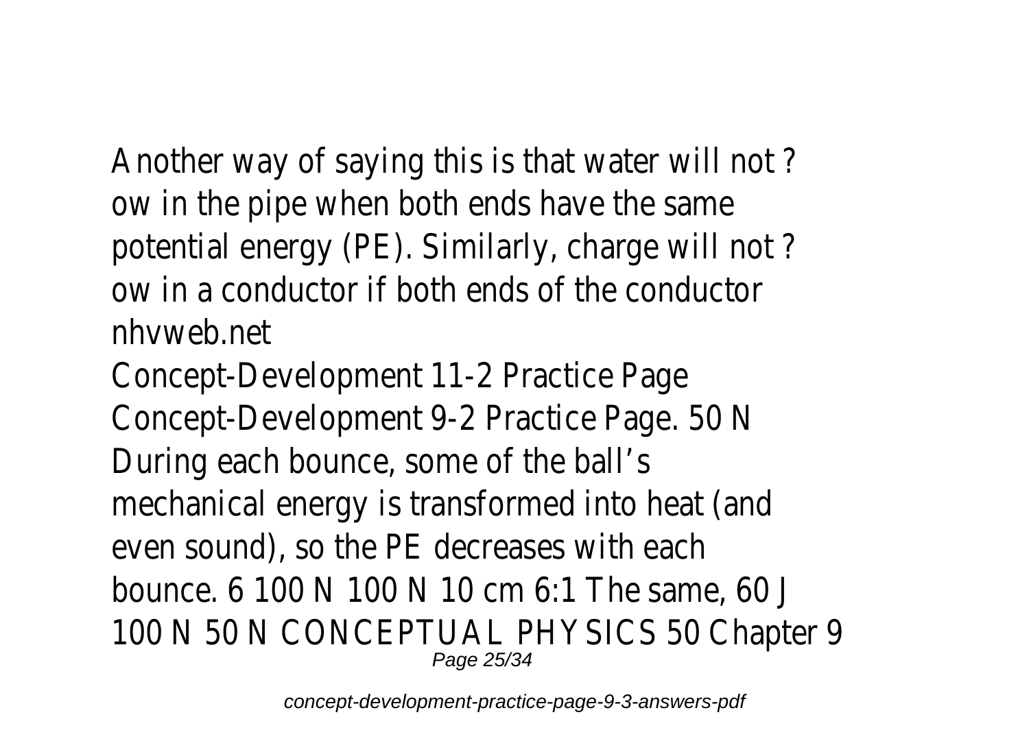Another way of saying this is that water will not ? ow in the pipe when both ends have the same potential energy (PE). Similarly, charge will not ? ow in a conductor if both ends of the conductor

nhvweb.net

Concept-Development 11-2 Practice Page

Concept-Development 9-2 Practice Page. 50 N During each bounce, some of the ball's mechanical energy is transformed into heat (and even sound), so the PE decreases with each bounce. 6 100 N 100 N 10 cm 6:1 The same, 60 J 100 N 50 N CONCEPTUAL PHYSICS 50 Chapter 9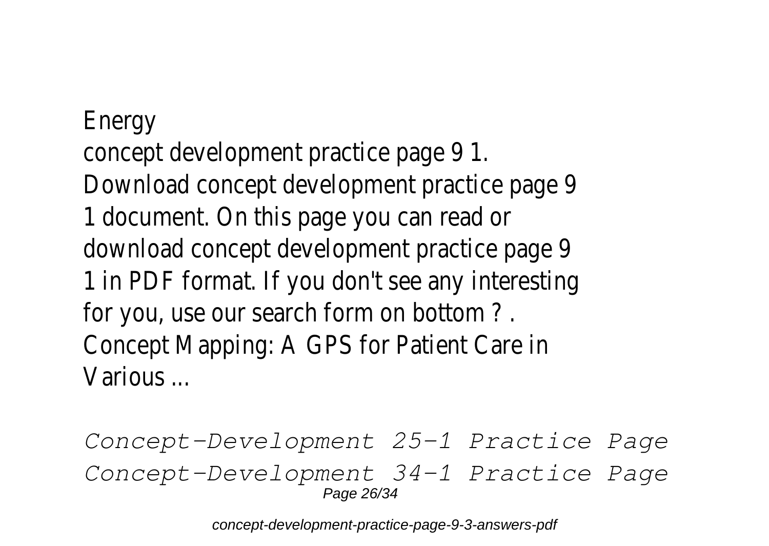Energy
concept development practice page 9 1.
Download concept development practice page 9 1 document. On this page you can read or download concept development practice page 9 1 in PDF format. If you don't see any interesting for you, use our search form on bottom ? .
Concept Mapping: A GPS for Patient Care in Various ...

*Concept-Development 25-1 Practice Page*
*Concept-Development 34-1 Practice Page*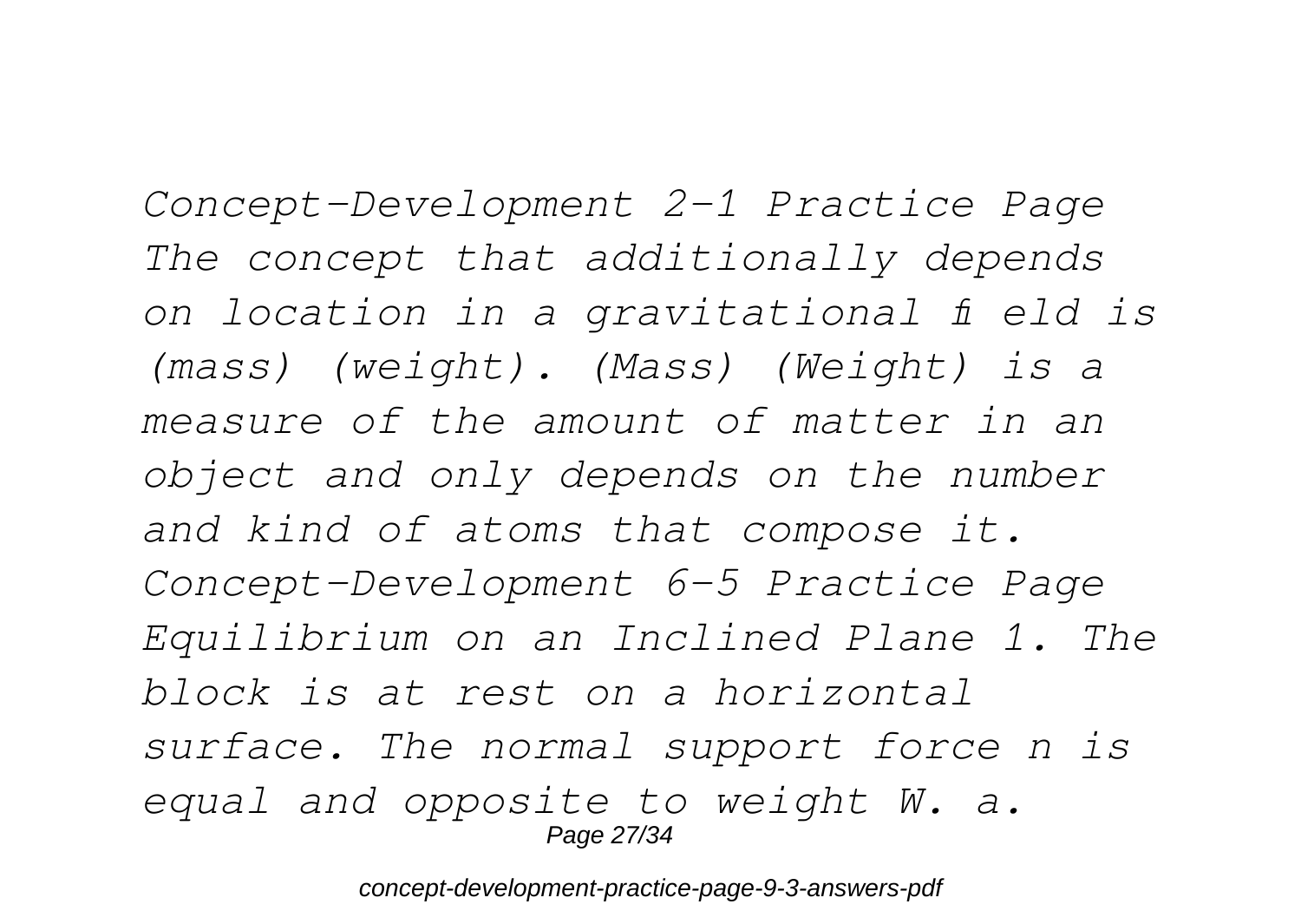*Concept-Development 2-1 Practice Page The concept that additionally depends on location in a gravitational fi eld is (mass) (weight). (Mass) (Weight) is a measure of the amount of matter in an object and only depends on the number and kind of atoms that compose it. Concept-Development 6-5 Practice Page Equilibrium on an Inclined Plane 1. The block is at rest on a horizontal surface. The normal support force n is equal and opposite to weight W. a.*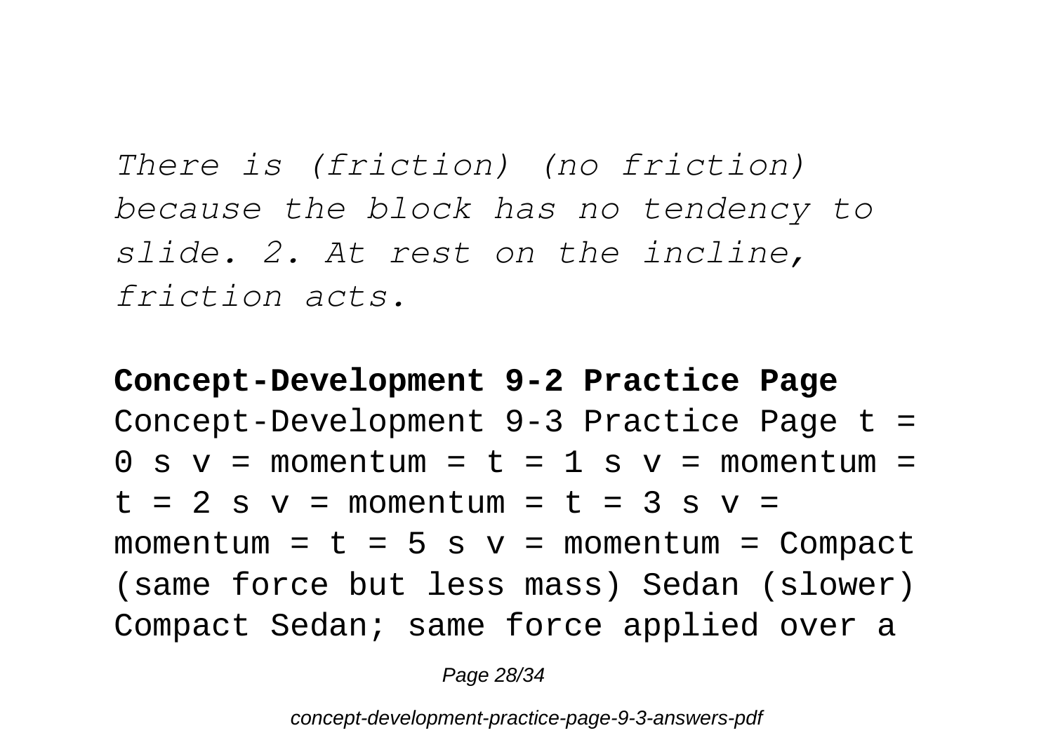*There is (friction) (no friction) because the block has no tendency to slide. 2. At rest on the incline, friction acts.*

**Concept-Development 9-2 Practice Page**

Concept-Development 9-3 Practice Page t = 0 s v = momentum = t = 1 s v = momentum = t = 2 s v = momentum = t = 3 s v = momentum = t = 5 s v = momentum = Compact (same force but less mass) Sedan (slower) Compact Sedan; same force applied over a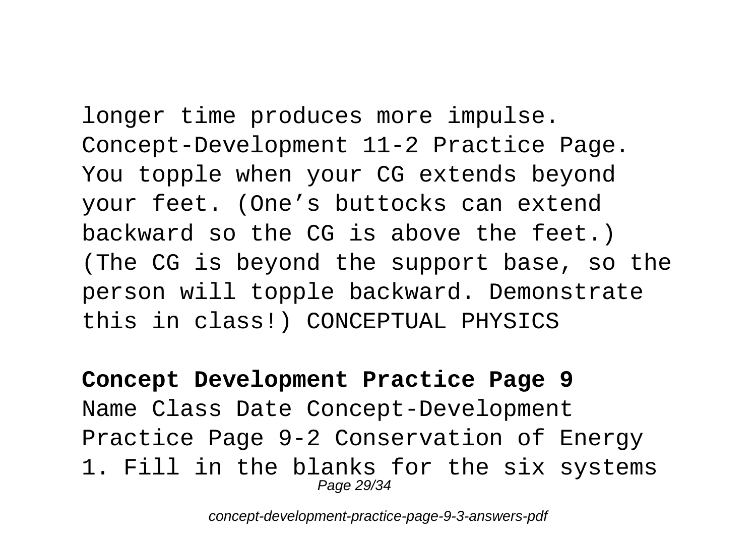longer time produces more impulse. Concept-Development 11-2 Practice Page. You topple when your CG extends beyond your feet. (One's buttocks can extend backward so the CG is above the feet.) (The CG is beyond the support base, so the person will topple backward. Demonstrate this in class!) CONCEPTUAL PHYSICS

**Concept Development Practice Page 9**

Name Class Date Concept-Development Practice Page 9-2 Conservation of Energy 1. Fill in the blanks for the six systems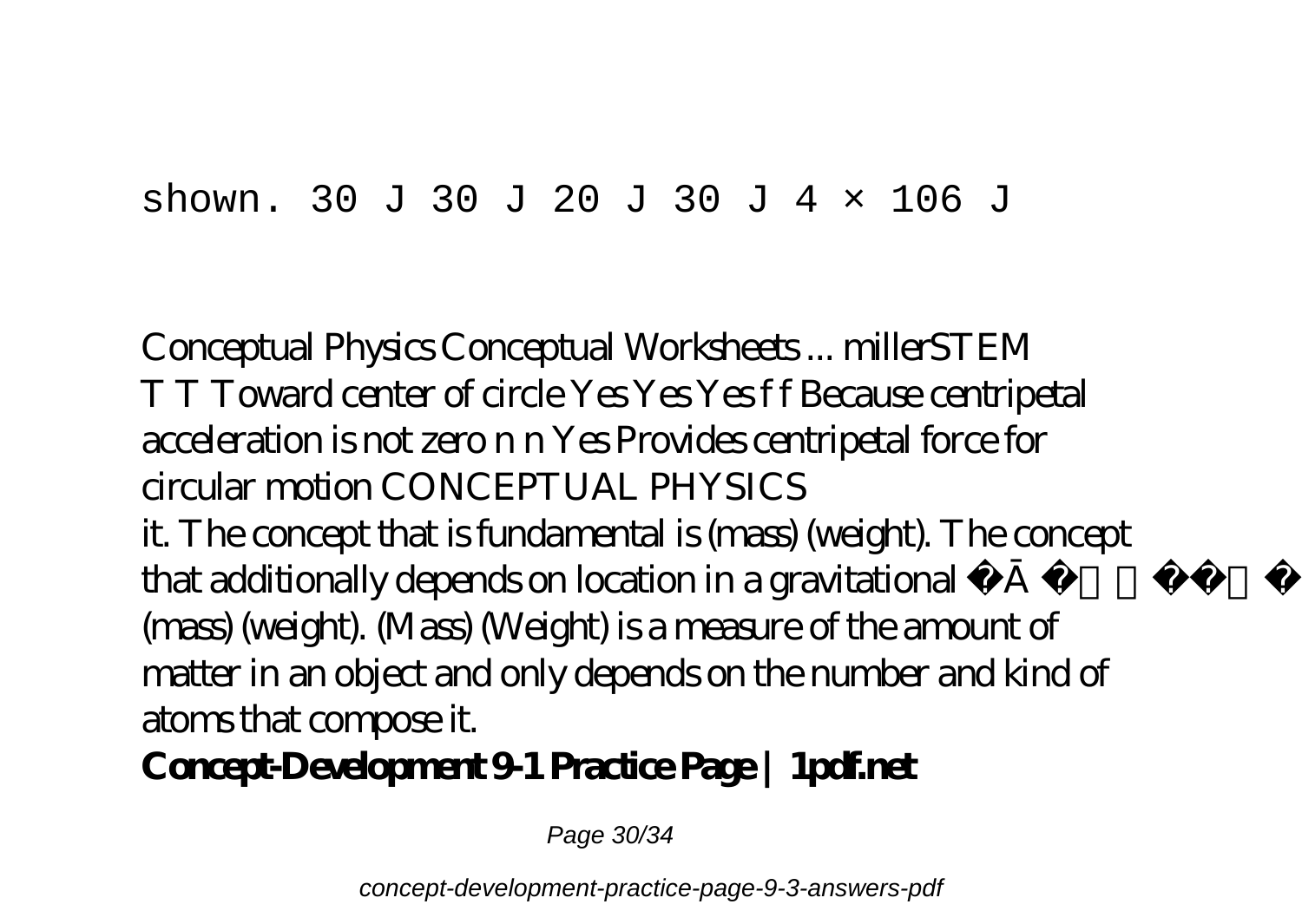shown. 30 J 30 J 20 J 30 J 4 × 106 J

Conceptual Physics Conceptual Worksheets ... millerSTEM
T T Toward center of circle Yes Yes Yes f f Because centripetal acceleration is not zero n n Yes Provides centripetal force for circular motion CONCEPTUAL PHYSICS
it. The concept that is fundamental is (mass) (weight). The concept that additionally depends on location in a gravitational Ā (mass) (weight). (Mass) (Weight) is a measure of the amount of matter in an object and only depends on the number and kind of atoms that compose it.

**Concept-Development 9-1 Practice Page | 1pdf.net**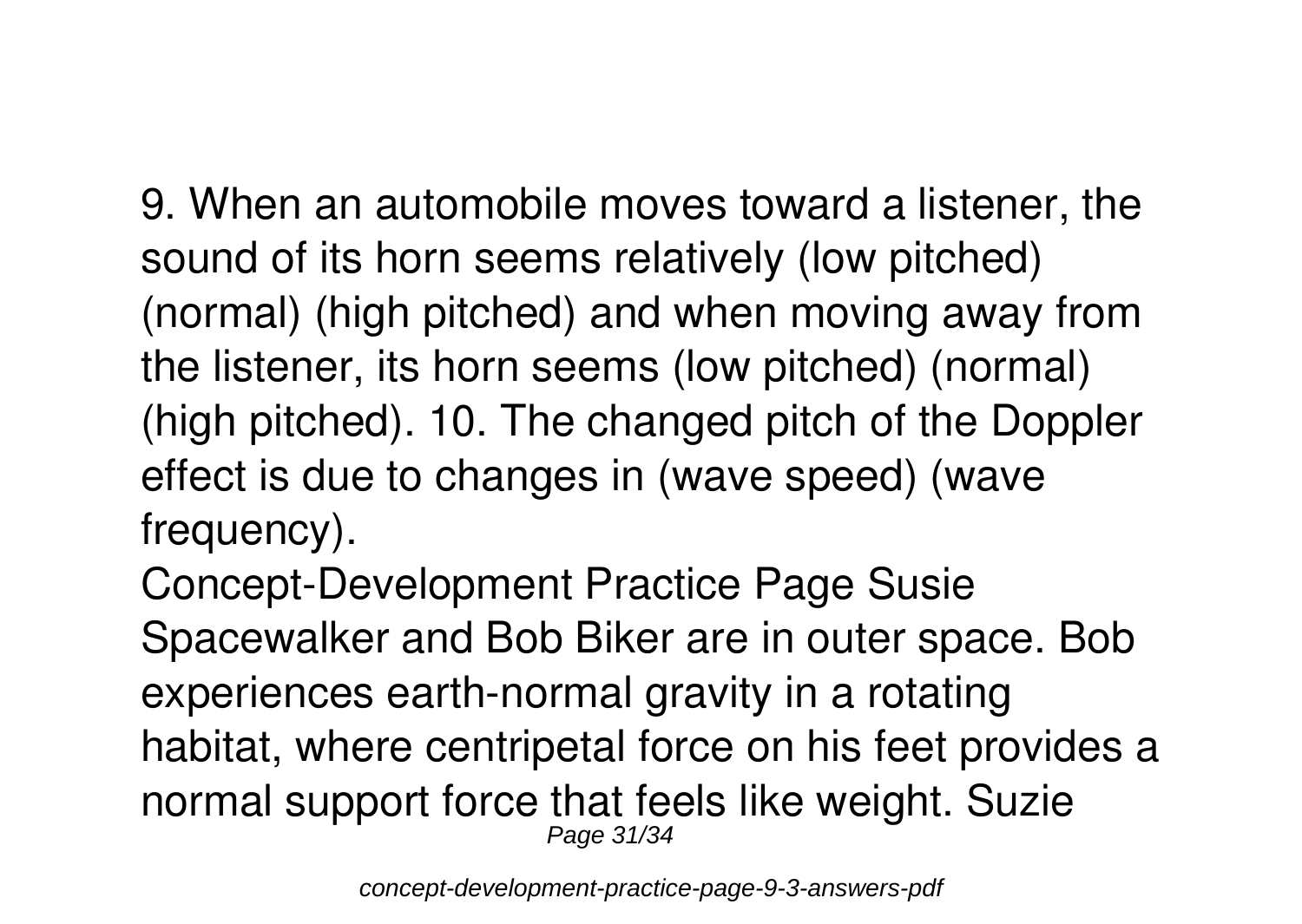9. When an automobile moves toward a listener, the sound of its horn seems relatively (low pitched) (normal) (high pitched) and when moving away from the listener, its horn seems (low pitched) (normal) (high pitched). 10. The changed pitch of the Doppler effect is due to changes in (wave speed) (wave frequency).

Concept-Development Practice Page Susie Spacewalker and Bob Biker are in outer space. Bob experiences earth-normal gravity in a rotating habitat, where centripetal force on his feet provides a normal support force that feels like weight. Suzie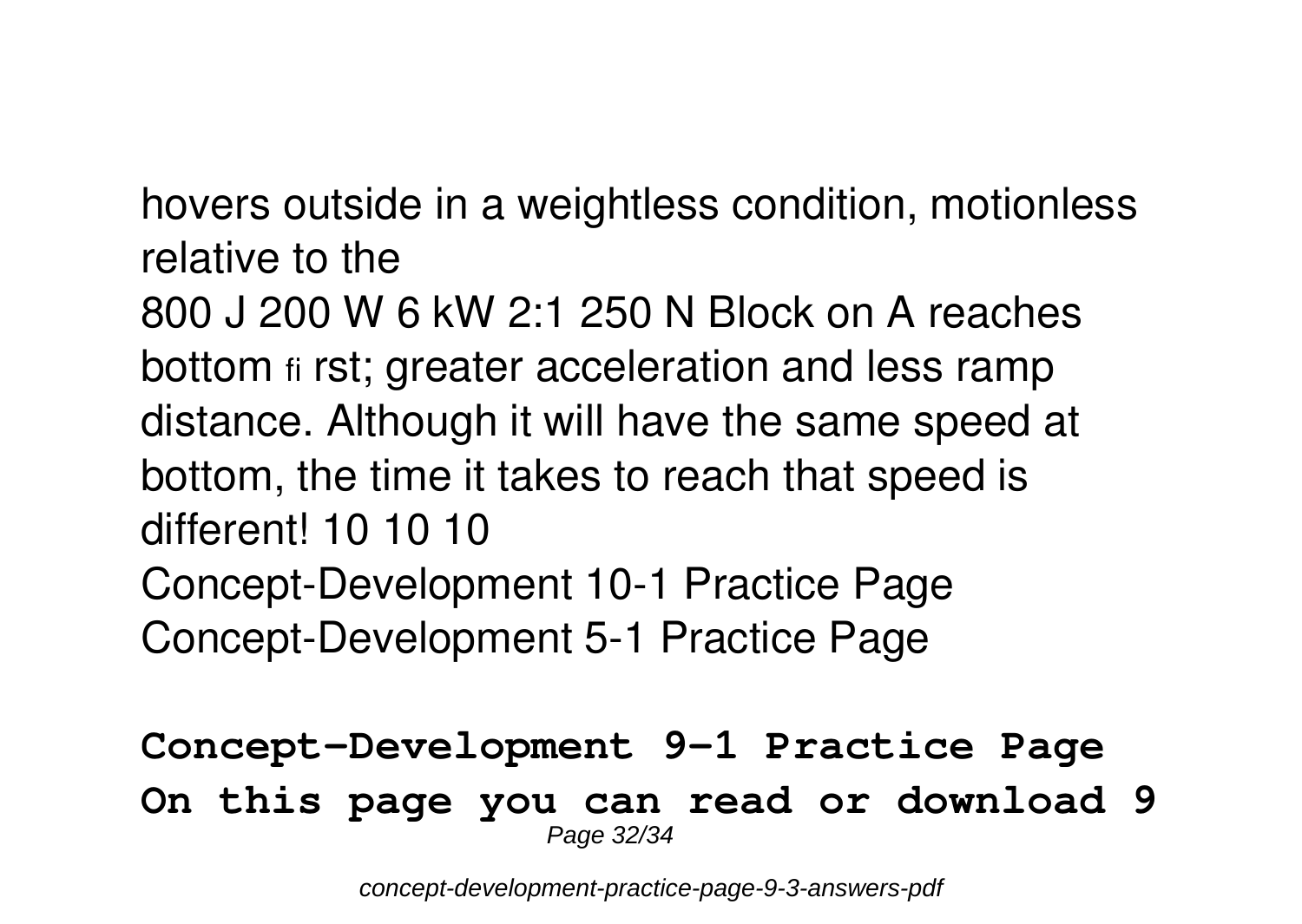hovers outside in a weightless condition, motionless relative to the

800 J 200 W 6 kW 2:1 250 N Block on A reaches bottom fi rst; greater acceleration and less ramp distance. Although it will have the same speed at bottom, the time it takes to reach that speed is different! 10 10 10

Concept-Development 10-1 Practice Page

Concept-Development 5-1 Practice Page

**Concept-Development 9-1 Practice Page**

**On this page you can read or download 9**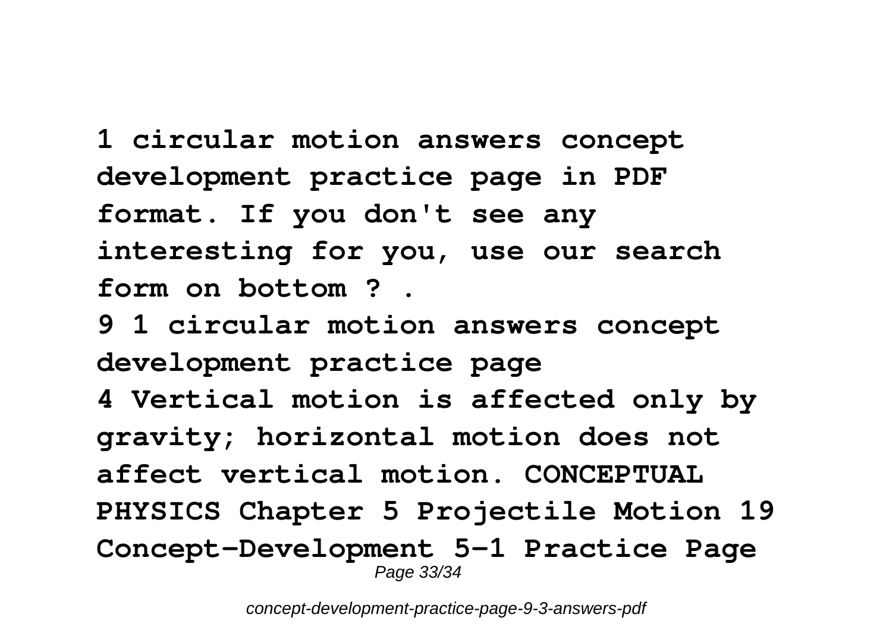**1 circular motion answers concept development practice page in PDF format. If you don't see any interesting for you, use our search form on bottom ? .**

**9 1 circular motion answers concept development practice page**

**4 Vertical motion is affected only by gravity; horizontal motion does not affect vertical motion. CONCEPTUAL PHYSICS Chapter 5 Projectile Motion 19 Concept-Development 5-1 Practice Page**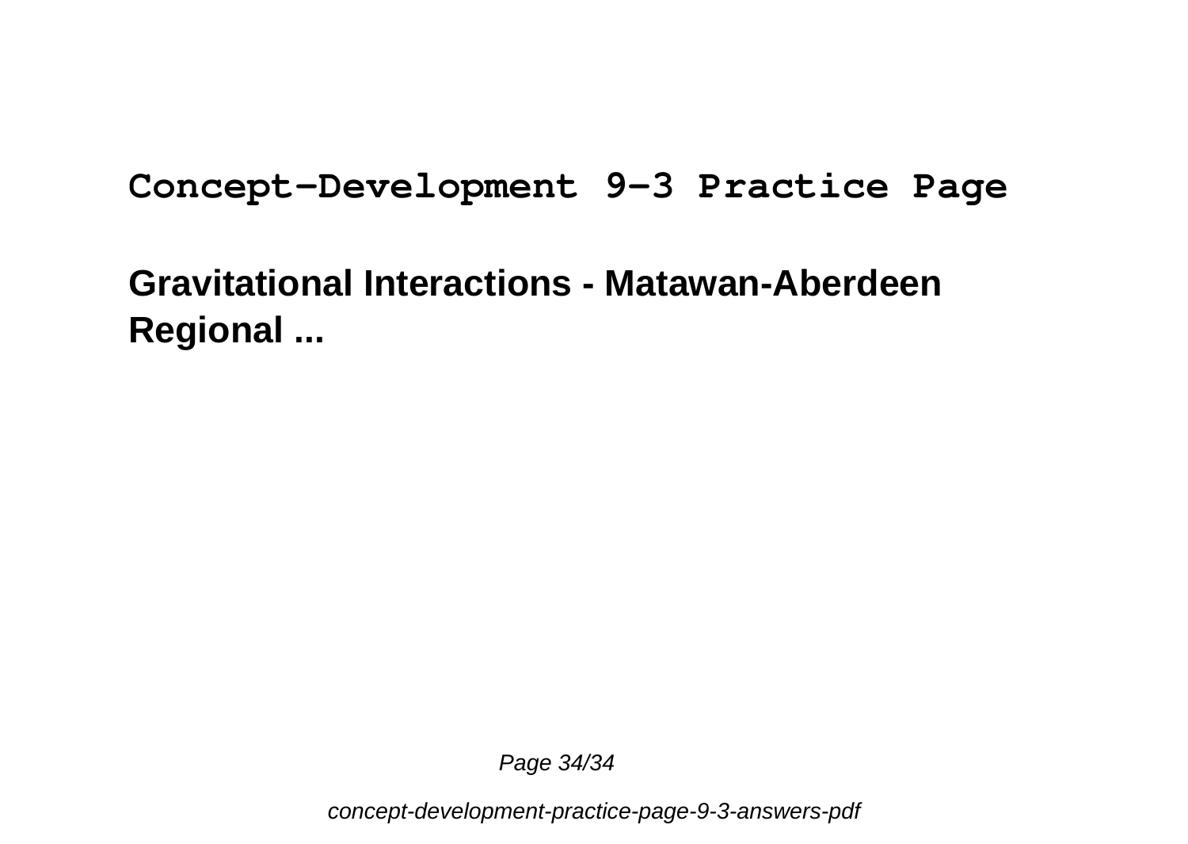**Concept−Development 9−3 Practice Page**

**Gravitational Interactions - Matawan-Aberdeen Regional ...**